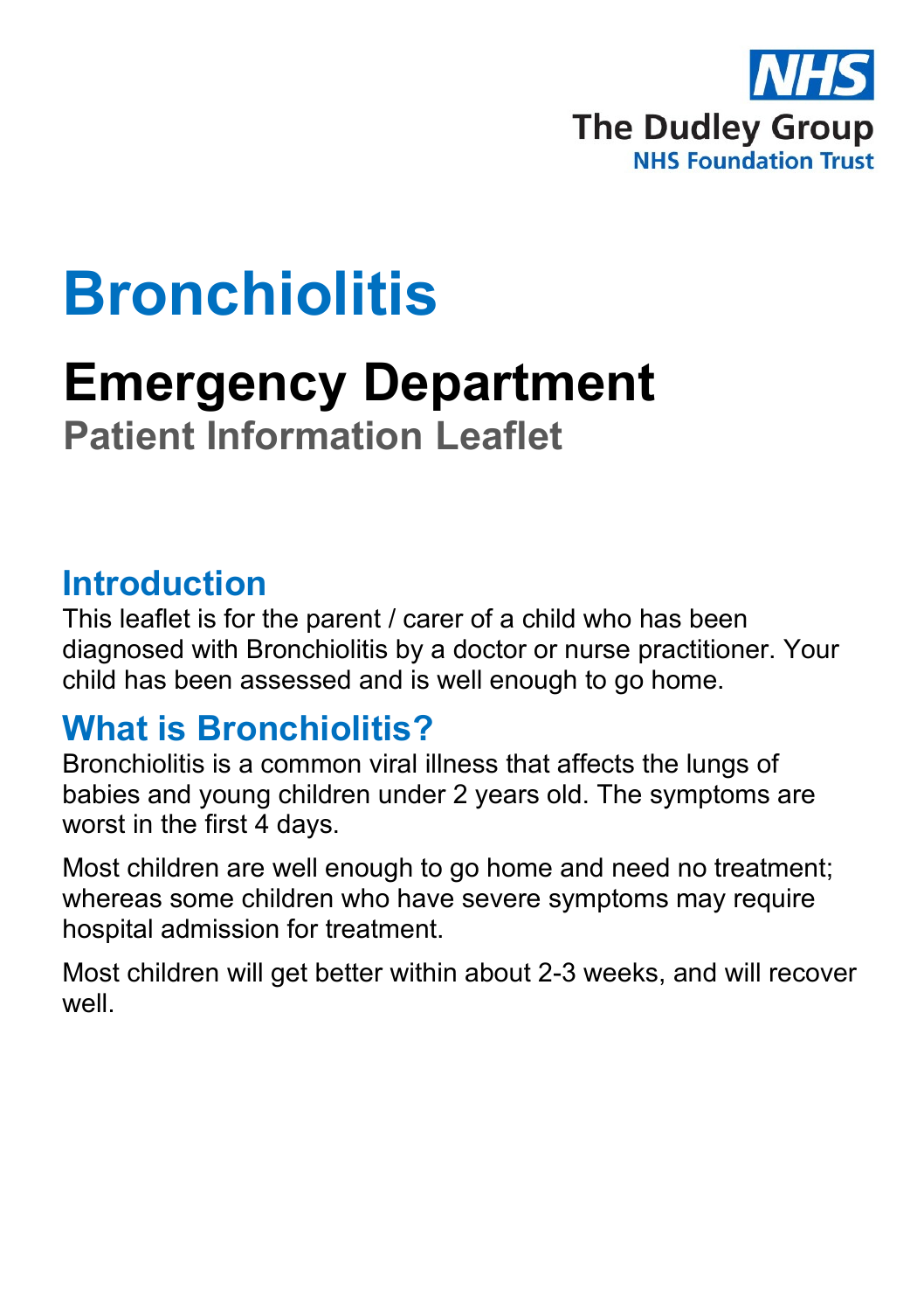NHS

The Dudley Group
NHS Foundation Trust

# Bronchiolitis

## Emergency Department

**Patient Information Leaflet**

## Introduction

This leaflet is for the parent / carer of a child who has been diagnosed with Bronchiolitis by a doctor or nurse practitioner. Your child has been assessed and is well enough to go home.

## What is Bronchiolitis?

Bronchiolitis is a common viral illness that affects the lungs of babies and young children under 2 years old. The symptoms are worst in the first 4 days.

Most children are well enough to go home and need no treatment; whereas some children who have severe symptoms may require hospital admission for treatment.

Most children will get better within about 2-3 weeks, and will recover well.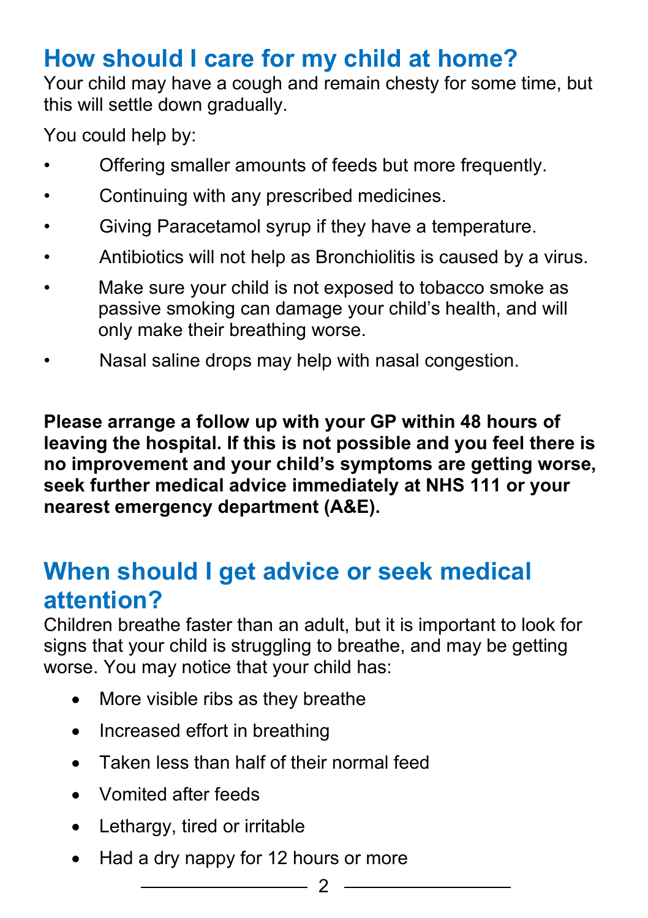## How should I care for my child at home?

Your child may have a cough and remain chesty for some time, but this will settle down gradually.

You could help by:

- Offering smaller amounts of feeds but more frequently.
- Continuing with any prescribed medicines.
- Giving Paracetamol syrup if they have a temperature.
- Antibiotics will not help as Bronchiolitis is caused by a virus.
- Make sure your child is not exposed to tobacco smoke as passive smoking can damage your child's health, and will only make their breathing worse.
- Nasal saline drops may help with nasal congestion.

**Please arrange a follow up with your GP within 48 hours of leaving the hospital. If this is not possible and you feel there is no improvement and your child's symptoms are getting worse, seek further medical advice immediately at NHS 111 or your nearest emergency department (A&E).**

## When should I get advice or seek medical attention?

Children breathe faster than an adult, but it is important to look for signs that your child is struggling to breathe, and may be getting worse. You may notice that your child has:

- More visible ribs as they breathe
- Increased effort in breathing
- Taken less than half of their normal feed
- Vomited after feeds
- Lethargy, tired or irritable
- Had a dry nappy for 12 hours or more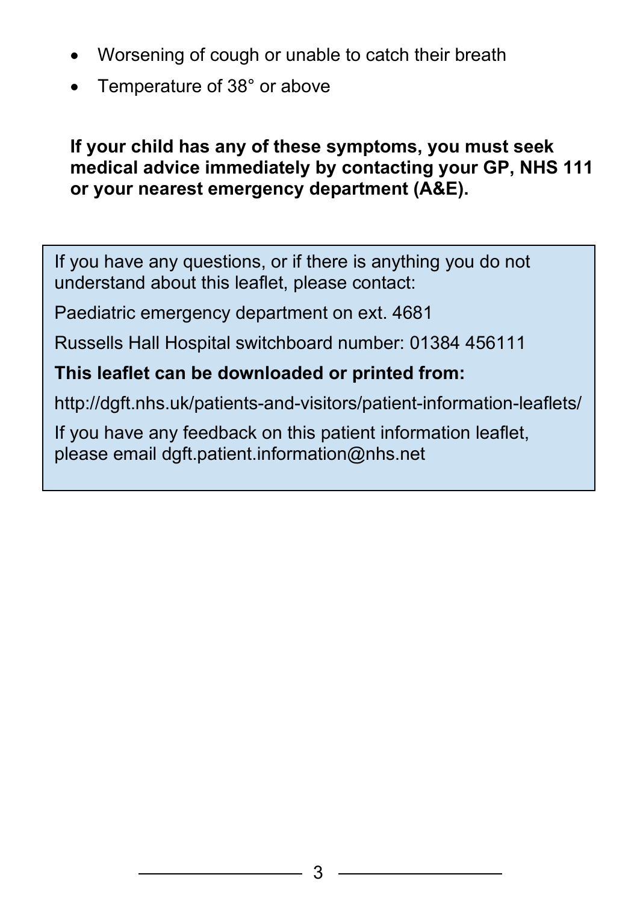- Worsening of cough or unable to catch their breath
- Temperature of 38° or above

**If your child has any of these symptoms, you must seek medical advice immediately by contacting your GP, NHS 111 or your nearest emergency department (A&E).**

If you have any questions, or if there is anything you do not understand about this leaflet, please contact:

Paediatric emergency department on ext. 4681

Russells Hall Hospital switchboard number: 01384 456111

**This leaflet can be downloaded or printed from:**

http://dgft.nhs.uk/patients-and-visitors/patient-information-leaflets/

If you have any feedback on this patient information leaflet, please email dgft.patient.information@nhs.net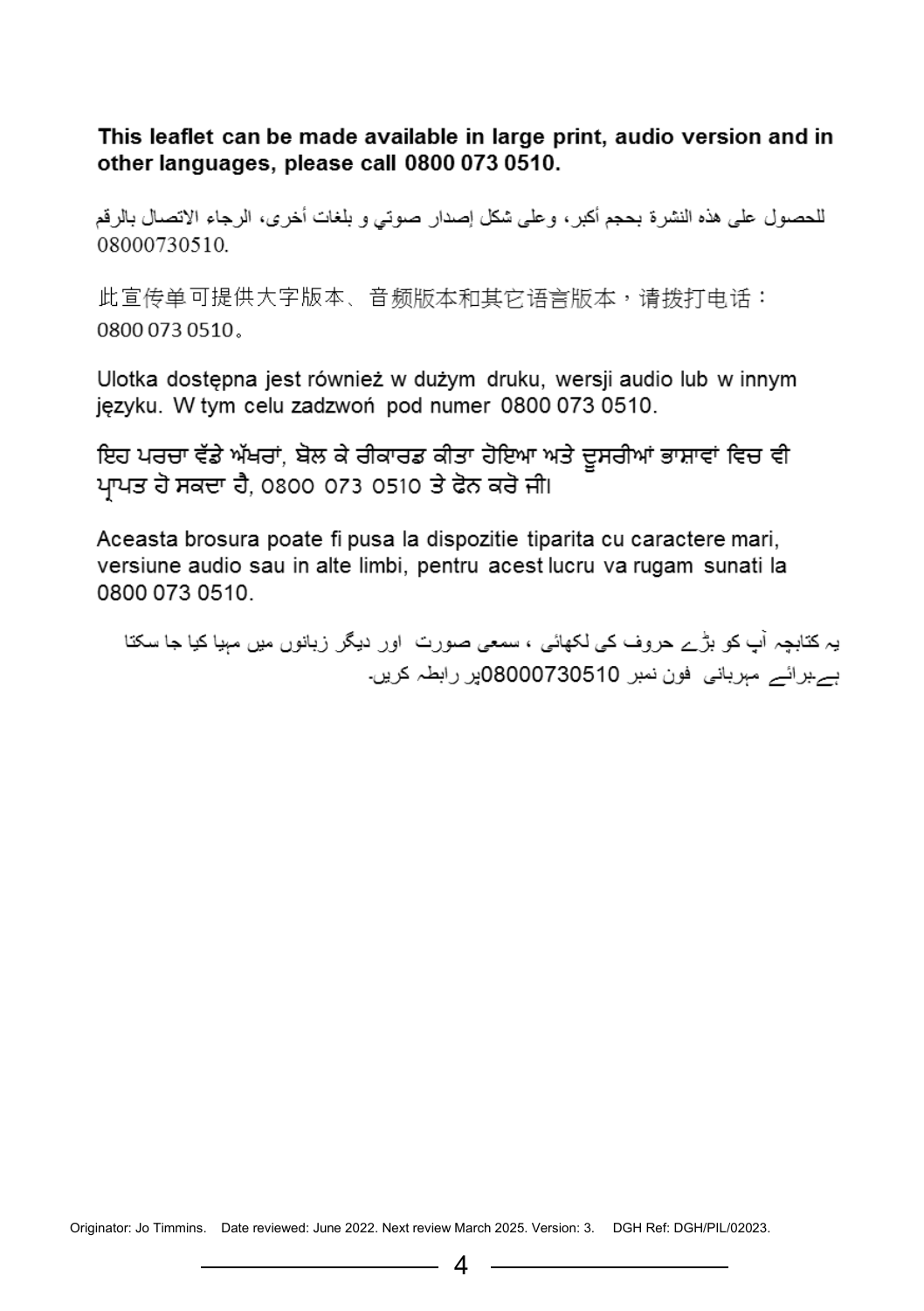**This leaflet can be made available in large print, audio version and in other languages, please call 0800 073 0510.**

للحصول على هذه النشرة بحجم أكبر، وعلى شكل إصدار صوتي و بلغات أخرى، الرجاء الاتصال بالرقم 08000730510.

此宣传单可提供大字版本、音频版本和其它语言版本，请拨打电话：0800 073 0510。

Ulotka dostępna jest również w dużym druku, wersji audio lub w innym języku. W tym celu zadzwoń pod numer 0800 073 0510.

ਇਹ ਪਰਚਾ ਵੱਡੇ ਅੱਖਰਾਂ, ਬੋਲ ਕੇ ਰੀਕਾਰਡ ਕੀਤਾ ਹੋਇਆ ਅਤੇ ਦੂਸਰੀਆਂ ਭਾਸ਼ਾਵਾਂ ਵਿਚ ਵੀ ਪ੍ਰਾਪਤ ਹੋ ਸਕਦਾ ਹੈ, 0800 073 0510 ਤੇ ਫੋਨ ਕਰੋ ਜੀ।

Aceasta brosura poate fi pusa la dispozitie tiparita cu caractere mari, versiune audio sau in alte limbi, pentru acest lucru va rugam sunati la 0800 073 0510.

یہ کتابچہ آپ کو بڑے حروف کی لکھائی ، سمعی صورت اور دیگر زبانوں میں مہیا کیا جا سکتا ہے۔برائے مہربانی فون نمبر 08000730510پر رابطہ کریں۔

Originator: Jo Timmins. Date reviewed: June 2022. Next review March 2025. Version: 3. DGH Ref: DGH/PIL/02023.